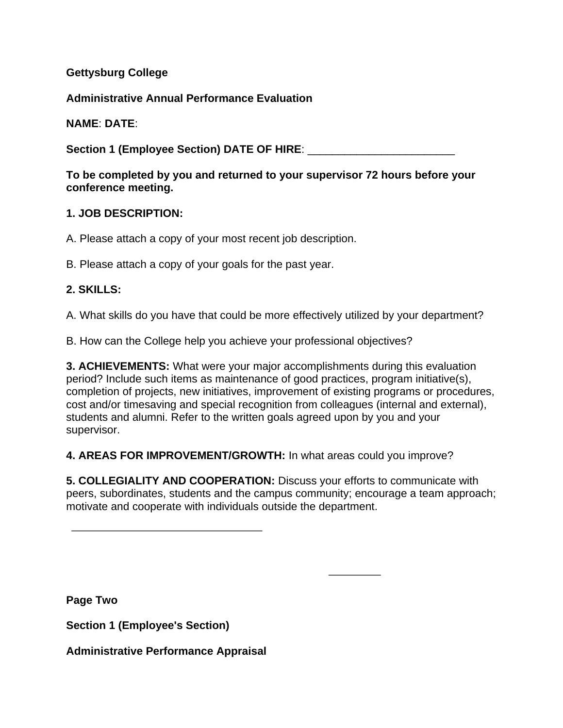**Gettysburg College**

**Administrative Annual Performance Evaluation**

**NAME**: **DATE**:

**Section 1 (Employee Section) DATE OF HIRE**: ________________________

**To be completed by you and returned to your supervisor 72 hours before your conference meeting.**

**1. JOB DESCRIPTION:**

A. Please attach a copy of your most recent job description.

B. Please attach a copy of your goals for the past year.

**2. SKILLS:**

A. What skills do you have that could be more effectively utilized by your department?

B. How can the College help you achieve your professional objectives?

**3. ACHIEVEMENTS:** What were your major accomplishments during this evaluation period? Include such items as maintenance of good practices, program initiative(s), completion of projects, new initiatives, improvement of existing programs or procedures, cost and/or timesaving and special recognition from colleagues (internal and external), students and alumni. Refer to the written goals agreed upon by you and your supervisor.

**4. AREAS FOR IMPROVEMENT/GROWTH:** In what areas could you improve?

**5. COLLEGIALITY AND COOPERATION:** Discuss your efforts to communicate with peers, subordinates, students and the campus community; encourage a team approach; motivate and cooperate with individuals outside the department.

________________________________

________

**Page Two**

**Section 1 (Employee's Section)**

**Administrative Performance Appraisal**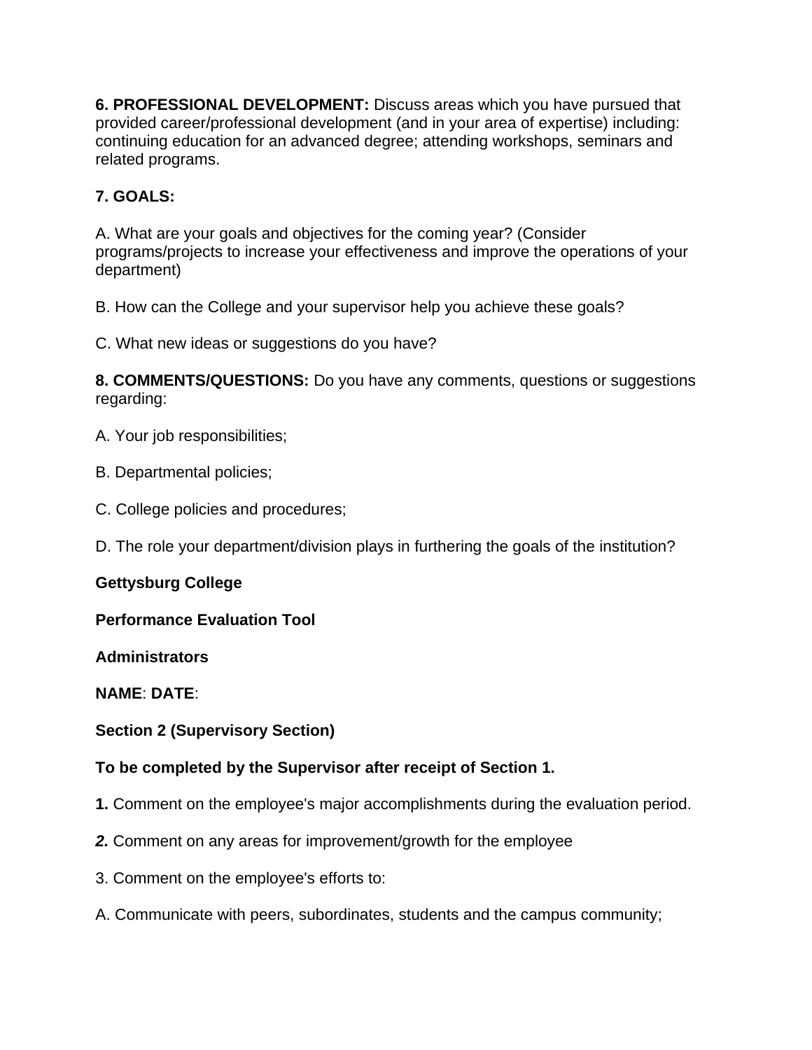**6. PROFESSIONAL DEVELOPMENT:** Discuss areas which you have pursued that provided career/professional development (and in your area of expertise) including: continuing education for an advanced degree; attending workshops, seminars and related programs.

**7. GOALS:**

A. What are your goals and objectives for the coming year? (Consider programs/projects to increase your effectiveness and improve the operations of your department)

B. How can the College and your supervisor help you achieve these goals?

C. What new ideas or suggestions do you have?

**8. COMMENTS/QUESTIONS:** Do you have any comments, questions or suggestions regarding:

A. Your job responsibilities;

B. Departmental policies;

C. College policies and procedures;

D. The role your department/division plays in furthering the goals of the institution?

**Gettysburg College**

**Performance Evaluation Tool**

**Administrators**

**NAME**: **DATE**:

**Section 2 (Supervisory Section)**

**To be completed by the Supervisor after receipt of Section 1.**

**1.** Comment on the employee's major accomplishments during the evaluation period.

***2.*** Comment on any areas for improvement/growth for the employee

3. Comment on the employee's efforts to:

A. Communicate with peers, subordinates, students and the campus community;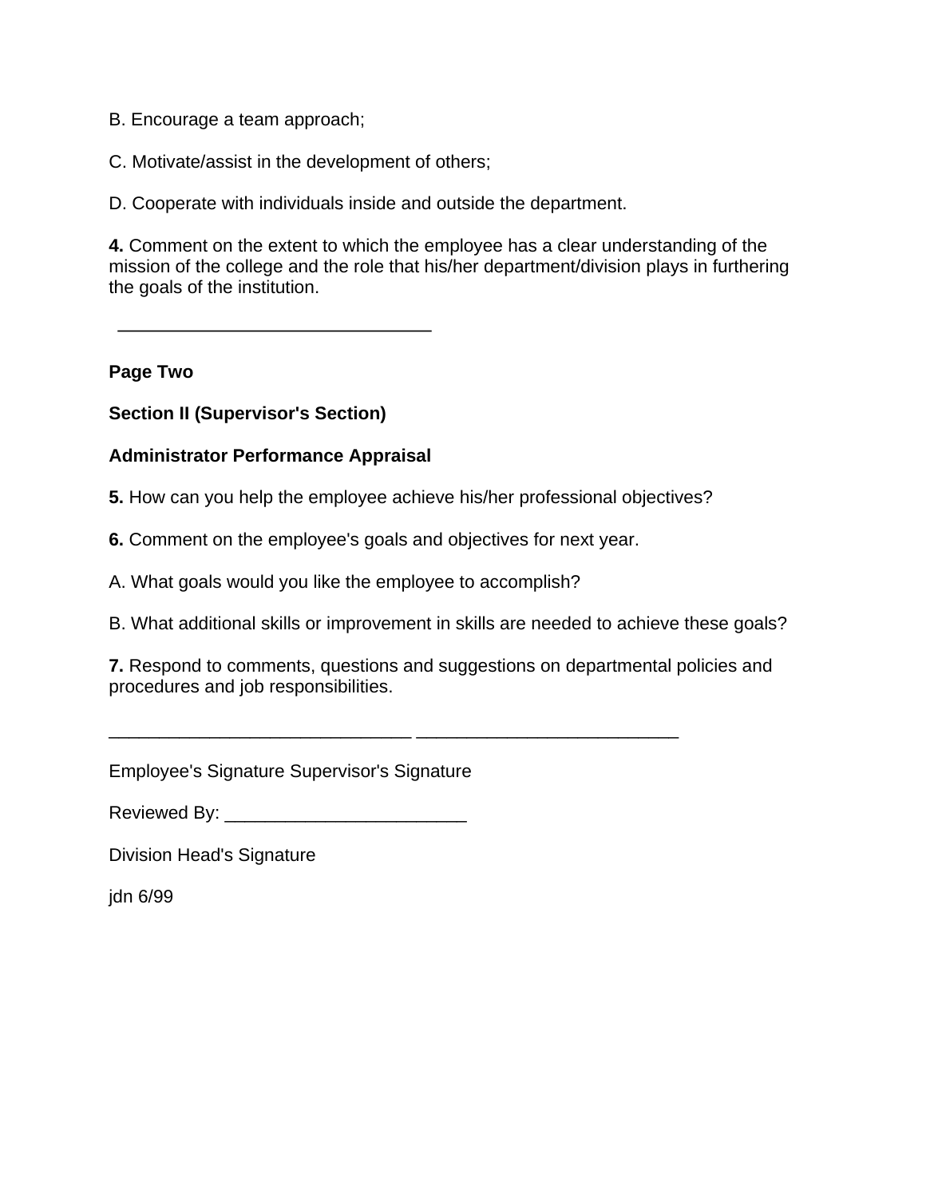B. Encourage a team approach;

C. Motivate/assist in the development of others;

D. Cooperate with individuals inside and outside the department.

**4.** Comment on the extent to which the employee has a clear understanding of the mission of the college and the role that his/her department/division plays in furthering the goals of the institution.

---

**Page Two**

**Section II (Supervisor's Section)**

**Administrator Performance Appraisal**

**5.** How can you help the employee achieve his/her professional objectives?

**6.** Comment on the employee's goals and objectives for next year.

A. What goals would you like the employee to accomplish?

B. What additional skills or improvement in skills are needed to achieve these goals?

**7.** Respond to comments, questions and suggestions on departmental policies and procedures and job responsibilities.

______________________________ __________________________

Employee's Signature Supervisor's Signature

Reviewed By: ________________________

Division Head's Signature

jdn 6/99